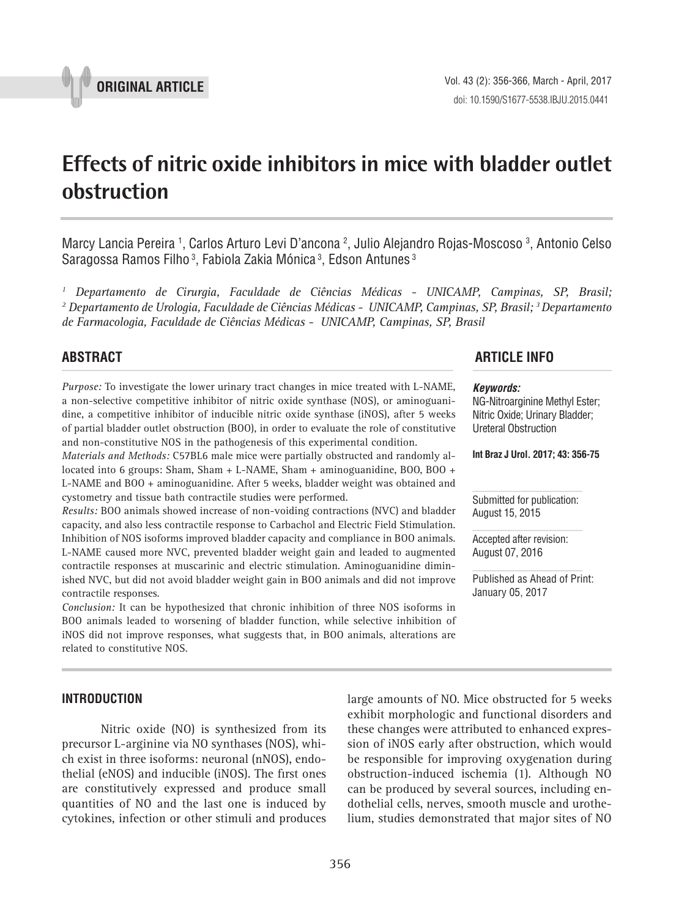ORIGINAL ARTICLE

# Effects of nitric oxide inhibitors in mice with bladder outlet obstruction

Marcy Lancia Pereira [1], Carlos Arturo Levi D'ancona [2], Julio Alejandro Rojas-Moscoso [3], Antonio Celso Saragossa Ramos Filho [3], Fabiola Zakia Mónica [3], Edson Antunes [3]

*[1] Departamento de Cirurgia, Faculdade de Ciências Médicas - UNICAMP, Campinas, SP, Brasil; [2] Departamento de Urologia, Faculdade de Ciências Médicas - UNICAMP, Campinas, SP, Brasil; [3] Departamento de Farmacologia, Faculdade de Ciências Médicas - UNICAMP, Campinas, SP, Brasil*

## ABSTRACT

*Purpose:* To investigate the lower urinary tract changes in mice treated with L-NAME, a non-selective competitive inhibitor of nitric oxide synthase (NOS), or aminoguanidine, a competitive inhibitor of inducible nitric oxide synthase (iNOS), after 5 weeks of partial bladder outlet obstruction (BOO), in order to evaluate the role of constitutive and non-constitutive NOS in the pathogenesis of this experimental condition.

*Materials and Methods:* C57BL6 male mice were partially obstructed and randomly allocated into 6 groups: Sham, Sham + L-NAME, Sham + aminoguanidine, BOO, BOO + L-NAME and BOO + aminoguanidine. After 5 weeks, bladder weight was obtained and cystometry and tissue bath contractile studies were performed.

*Results:* BOO animals showed increase of non-voiding contractions (NVC) and bladder capacity, and also less contractile response to Carbachol and Electric Field Stimulation. Inhibition of NOS isoforms improved bladder capacity and compliance in BOO animals. L-NAME caused more NVC, prevented bladder weight gain and leaded to augmented contractile responses at muscarinic and electric stimulation. Aminoguanidine diminished NVC, but did not avoid bladder weight gain in BOO animals and did not improve contractile responses.

*Conclusion:* It can be hypothesized that chronic inhibition of three NOS isoforms in BOO animals leaded to worsening of bladder function, while selective inhibition of iNOS did not improve responses, what suggests that, in BOO animals, alterations are related to constitutive NOS.

## ARTICLE INFO

***Keywords:***
NG-Nitroarginine Methyl Ester; Nitric Oxide; Urinary Bladder; Ureteral Obstruction

**Int Braz J Urol. 2017; 43: 356-75**

Submitted for publication: August 15, 2015

Accepted after revision: August 07, 2016

Published as Ahead of Print: January 05, 2017

## INTRODUCTION

Nitric oxide (NO) is synthesized from its precursor L-arginine via NO synthases (NOS), which exist in three isoforms: neuronal (nNOS), endothelial (eNOS) and inducible (iNOS). The first ones are constitutively expressed and produce small quantities of NO and the last one is induced by cytokines, infection or other stimuli and produces large amounts of NO. Mice obstructed for 5 weeks exhibit morphologic and functional disorders and these changes were attributed to enhanced expression of iNOS early after obstruction, which would be responsible for improving oxygenation during obstruction-induced ischemia (1). Although NO can be produced by several sources, including endothelial cells, nerves, smooth muscle and urothelium, studies demonstrated that major sites of NO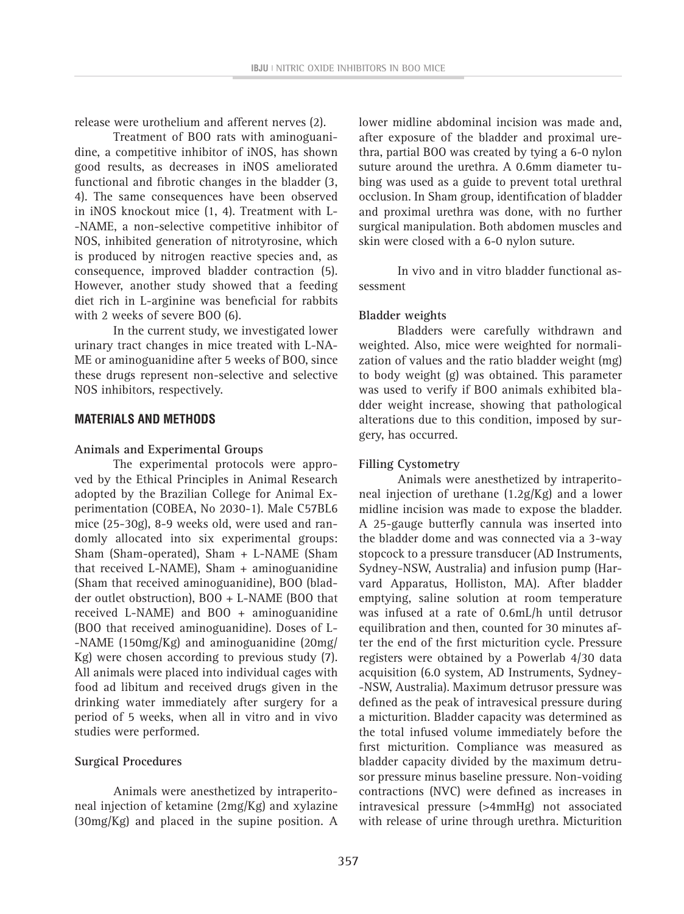release were urothelium and afferent nerves (2).

Treatment of BOO rats with aminoguanidine, a competitive inhibitor of iNOS, has shown good results, as decreases in iNOS ameliorated functional and fibrotic changes in the bladder (3, 4). The same consequences have been observed in iNOS knockout mice (1, 4). Treatment with L-NAME, a non-selective competitive inhibitor of NOS, inhibited generation of nitrotyrosine, which is produced by nitrogen reactive species and, as consequence, improved bladder contraction (5). However, another study showed that a feeding diet rich in L-arginine was beneficial for rabbits with 2 weeks of severe BOO (6).

In the current study, we investigated lower urinary tract changes in mice treated with L-NAME or aminoguanidine after 5 weeks of BOO, since these drugs represent non-selective and selective NOS inhibitors, respectively.

## MATERIALS AND METHODS

### Animals and Experimental Groups

The experimental protocols were approved by the Ethical Principles in Animal Research adopted by the Brazilian College for Animal Experimentation (COBEA, No 2030-1). Male C57BL6 mice (25-30g), 8-9 weeks old, were used and randomly allocated into six experimental groups: Sham (Sham-operated), Sham + L-NAME (Sham that received L-NAME), Sham + aminoguanidine (Sham that received aminoguanidine), BOO (bladder outlet obstruction), BOO + L-NAME (BOO that received L-NAME) and BOO + aminoguanidine (BOO that received aminoguanidine). Doses of L-NAME (150mg/Kg) and aminoguanidine (20mg/Kg) were chosen according to previous study (7). All animals were placed into individual cages with food ad libitum and received drugs given in the drinking water immediately after surgery for a period of 5 weeks, when all in vitro and in vivo studies were performed.

### Surgical Procedures

Animals were anesthetized by intraperitoneal injection of ketamine (2mg/Kg) and xylazine (30mg/Kg) and placed in the supine position. A lower midline abdominal incision was made and, after exposure of the bladder and proximal urethra, partial BOO was created by tying a 6-0 nylon suture around the urethra. A 0.6mm diameter tubing was used as a guide to prevent total urethral occlusion. In Sham group, identification of bladder and proximal urethra was done, with no further surgical manipulation. Both abdomen muscles and skin were closed with a 6-0 nylon suture.

In vivo and in vitro bladder functional assessment

### Bladder weights

Bladders were carefully withdrawn and weighted. Also, mice were weighted for normalization of values and the ratio bladder weight (mg) to body weight (g) was obtained. This parameter was used to verify if BOO animals exhibited bladder weight increase, showing that pathological alterations due to this condition, imposed by surgery, has occurred.

### Filling Cystometry

Animals were anesthetized by intraperitoneal injection of urethane (1.2g/Kg) and a lower midline incision was made to expose the bladder. A 25-gauge butterfly cannula was inserted into the bladder dome and was connected via a 3-way stopcock to a pressure transducer (AD Instruments, Sydney-NSW, Australia) and infusion pump (Harvard Apparatus, Holliston, MA). After bladder emptying, saline solution at room temperature was infused at a rate of 0.6mL/h until detrusor equilibration and then, counted for 30 minutes after the end of the first micturition cycle. Pressure registers were obtained by a Powerlab 4/30 data acquisition (6.0 system, AD Instruments, Sydney-NSW, Australia). Maximum detrusor pressure was defined as the peak of intravesical pressure during a micturition. Bladder capacity was determined as the total infused volume immediately before the first micturition. Compliance was measured as bladder capacity divided by the maximum detrusor pressure minus baseline pressure. Non-voiding contractions (NVC) were defined as increases in intravesical pressure (>4mmHg) not associated with release of urine through urethra. Micturition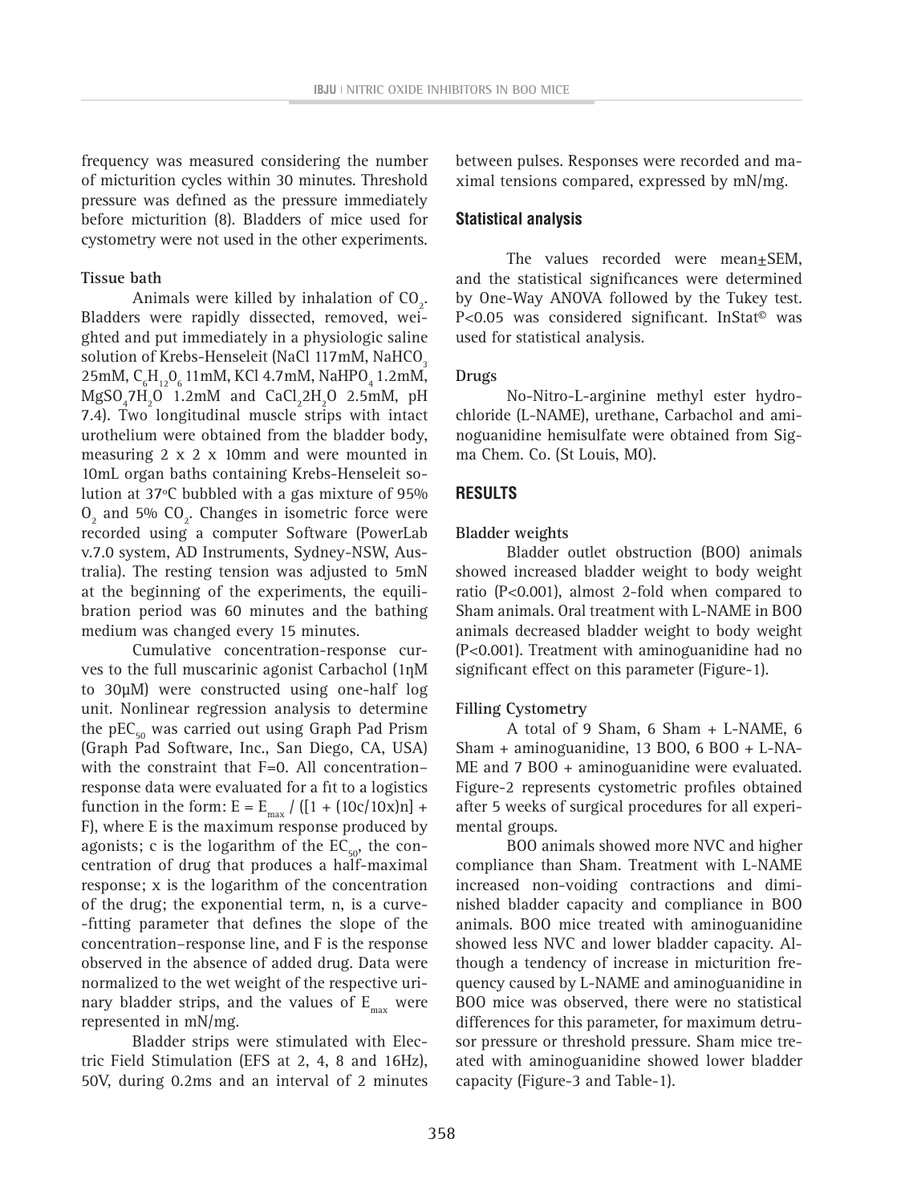frequency was measured considering the number of micturition cycles within 30 minutes. Threshold pressure was defined as the pressure immediately before micturition (8). Bladders of mice used for cystometry were not used in the other experiments.

**Tissue bath**

Animals were killed by inhalation of $CO_2$. Bladders were rapidly dissected, removed, weighted and put immediately in a physiologic saline solution of Krebs-Henseleit (NaCl 117mM, $NaHCO_3$ 25mM, $C_6H_{12}O_6$ 11mM, KCl 4.7mM, $NaHPO_4$ 1.2mM, $MgSO_4 7H_2O$ 1.2mM and $CaCl_2 2H_2O$ 2.5mM, pH 7.4). Two longitudinal muscle strips with intact urothelium were obtained from the bladder body, measuring 2 x 2 x 10mm and were mounted in 10mL organ baths containing Krebs-Henseleit solution at 37ºC bubbled with a gas mixture of 95% $O_2$ and 5% $CO_2$. Changes in isometric force were recorded using a computer Software (PowerLab v.7.0 system, AD Instruments, Sydney-NSW, Australia). The resting tension was adjusted to 5mN at the beginning of the experiments, the equilibration period was 60 minutes and the bathing medium was changed every 15 minutes.

Cumulative concentration-response curves to the full muscarinic agonist Carbachol (1ηM to 30µM) were constructed using one-half log unit. Nonlinear regression analysis to determine the $pEC_{50}$ was carried out using Graph Pad Prism (Graph Pad Software, Inc., San Diego, CA, USA) with the constraint that F=0. All concentration–response data were evaluated for a fit to a logistics function in the form: $E = E_{max} / ([1 + (10c/10x)n] + F)$, where E is the maximum response produced by agonists; c is the logarithm of the $EC_{50}$, the concentration of drug that produces a half-maximal response; x is the logarithm of the concentration of the drug; the exponential term, n, is a curve-fitting parameter that defines the slope of the concentration–response line, and F is the response observed in the absence of added drug. Data were normalized to the wet weight of the respective urinary bladder strips, and the values of $E_{max}$ were represented in mN/mg.

Bladder strips were stimulated with Electric Field Stimulation (EFS at 2, 4, 8 and 16Hz), 50V, during 0.2ms and an interval of 2 minutes between pulses. Responses were recorded and maximal tensions compared, expressed by mN/mg.

### Statistical analysis

The values recorded were mean±SEM, and the statistical significances were determined by One-Way ANOVA followed by the Tukey test. $P<0.05$ was considered significant. InStat© was used for statistical analysis.

**Drugs**

No-Nitro-L-arginine methyl ester hydrochloride (L-NAME), urethane, Carbachol and aminoguanidine hemisulfate were obtained from Sigma Chem. Co. (St Louis, MO).

## RESULTS

**Bladder weights**

Bladder outlet obstruction (BOO) animals showed increased bladder weight to body weight ratio ($P<0.001$), almost 2-fold when compared to Sham animals. Oral treatment with L-NAME in BOO animals decreased bladder weight to body weight ($P<0.001$). Treatment with aminoguanidine had no significant effect on this parameter (Figure-1).

**Filling Cystometry**

A total of 9 Sham, 6 Sham + L-NAME, 6 Sham + aminoguanidine, 13 BOO, 6 BOO + L-NAME and 7 BOO + aminoguanidine were evaluated. Figure-2 represents cystometric profiles obtained after 5 weeks of surgical procedures for all experimental groups.

BOO animals showed more NVC and higher compliance than Sham. Treatment with L-NAME increased non-voiding contractions and diminished bladder capacity and compliance in BOO animals. BOO mice treated with aminoguanidine showed less NVC and lower bladder capacity. Although a tendency of increase in micturition frequency caused by L-NAME and aminoguanidine in BOO mice was observed, there were no statistical differences for this parameter, for maximum detrusor pressure or threshold pressure. Sham mice treated with aminoguanidine showed lower bladder capacity (Figure-3 and Table-1).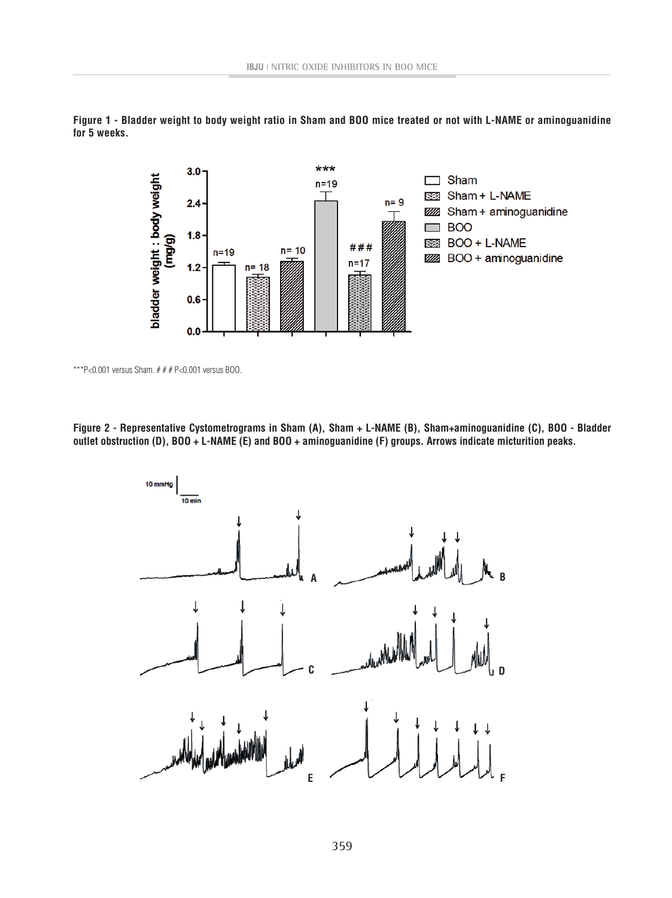**Figure 1 - Bladder weight to body weight ratio in Sham and BOO mice treated or not with L-NAME or aminoguanidine for 5 weeks.**

***P<0.001 versus Sham. # # # P<0.001 versus BOO.

**Figure 2 - Representative Cystometrograms in Sham (A), Sham + L-NAME (B), Sham+aminoguanidine (C), BOO - Bladder outlet obstruction (D), BOO + L-NAME (E) and BOO + aminoguanidine (F) groups. Arrows indicate micturition peaks.**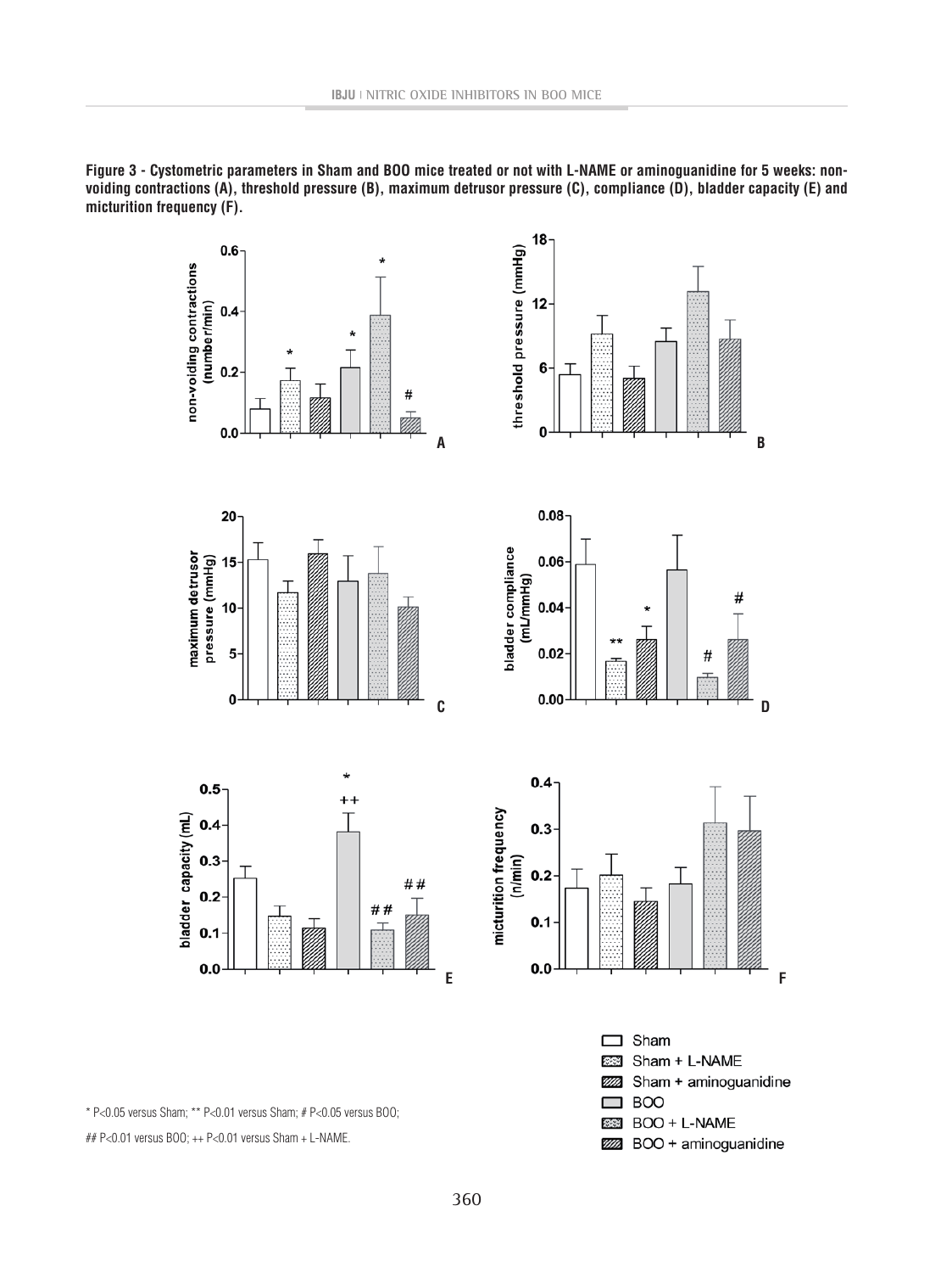**Figure 3 - Cystometric parameters in Sham and BOO mice treated or not with L-NAME or aminoguanidine for 5 weeks: non-voiding contractions (A), threshold pressure (B), maximum detrusor pressure (C), compliance (D), bladder capacity (E) and micturition frequency (F).**

* P<0.05 versus Sham; ** P<0.01 versus Sham; # P<0.05 versus BOO;

## P<0.01 versus BOO; ++ P<0.01 versus Sham + L-NAME.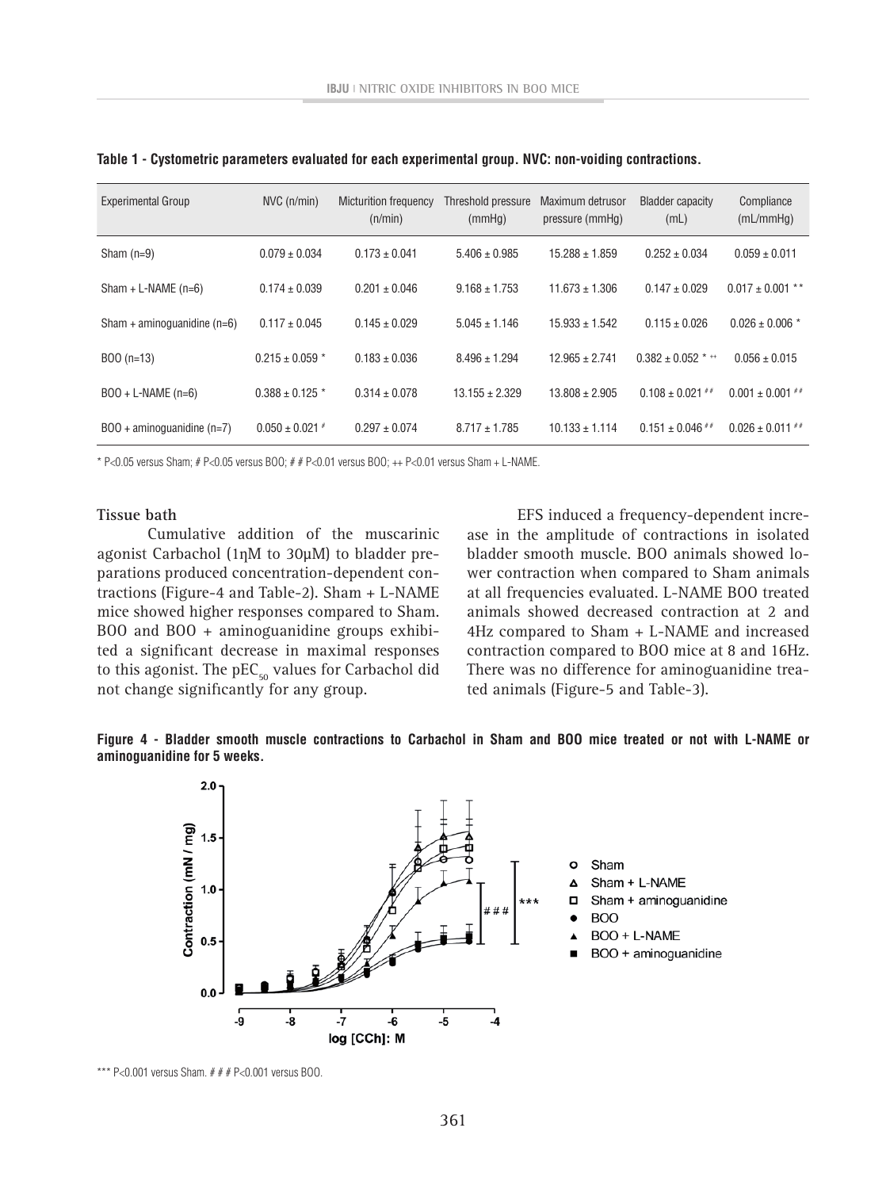**Table 1 - Cystometric parameters evaluated for each experimental group. NVC: non-voiding contractions.**

| Experimental Group | NVC (n/min) | Micturition frequency (n/min) | Threshold pressure (mmHg) | Maximum detrusor pressure (mmHg) | Bladder capacity (mL) | Compliance (mL/mmHg) |
|---|---|---|---|---|---|---|
| Sham (n=9) | 0.079 ± 0.034 | 0.173 ± 0.041 | 5.406 ± 0.985 | 15.288 ± 1.859 | 0.252 ± 0.034 | 0.059 ± 0.011 |
| Sham + L-NAME (n=6) | 0.174 ± 0.039 | 0.201 ± 0.046 | 9.168 ± 1.753 | 11.673 ± 1.306 | 0.147 ± 0.029 | 0.017 ± 0.001 ** |
| Sham + aminoguanidine (n=6) | 0.117 ± 0.045 | 0.145 ± 0.029 | 5.045 ± 1.146 | 15.933 ± 1.542 | 0.115 ± 0.026 | 0.026 ± 0.006 * |
| BOO (n=13) | 0.215 ± 0.059 * | 0.183 ± 0.036 | 8.496 ± 1.294 | 12.965 ± 2.741 | 0.382 ± 0.052 * ++ | 0.056 ± 0.015 |
| BOO + L-NAME (n=6) | 0.388 ± 0.125 * | 0.314 ± 0.078 | 13.155 ± 2.329 | 13.808 ± 2.905 | 0.108 ± 0.021 ## | 0.001 ± 0.001 ## |
| BOO + aminoguanidine (n=7) | 0.050 ± 0.021 # | 0.297 ± 0.074 | 8.717 ± 1.785 | 10.133 ± 1.114 | 0.151 ± 0.046 ## | 0.026 ± 0.011 ## |

* P<0.05 versus Sham; # P<0.05 versus BOO; # # P<0.01 versus BOO; ++ P<0.01 versus Sham + L-NAME.

**Tissue bath**

Cumulative addition of the muscarinic agonist Carbachol (1ηM to 30μM) to bladder preparations produced concentration-dependent contractions (Figure-4 and Table-2). Sham + L-NAME mice showed higher responses compared to Sham. BOO and BOO + aminoguanidine groups exhibited a significant decrease in maximal responses to this agonist. The $pEC_{50}$ values for Carbachol did not change significantly for any group.

EFS induced a frequency-dependent increase in the amplitude of contractions in isolated bladder smooth muscle. BOO animals showed lower contraction when compared to Sham animals at all frequencies evaluated. L-NAME BOO treated animals showed decreased contraction at 2 and 4Hz compared to Sham + L-NAME and increased contraction compared to BOO mice at 8 and 16Hz. There was no difference for aminoguanidine treated animals (Figure-5 and Table-3).

**Figure 4 - Bladder smooth muscle contractions to Carbachol in Sham and BOO mice treated or not with L-NAME or aminoguanidine for 5 weeks.**

*** P<0.001 versus Sham. # # # P<0.001 versus BOO.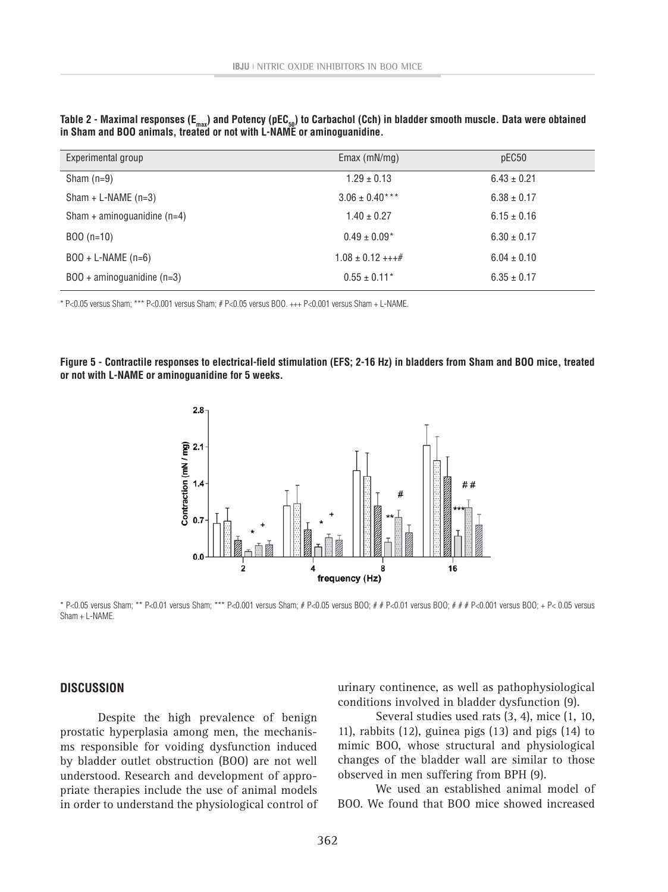**Table 2 - Maximal responses ($E_{max}$) and Potency ($pEC_{50}$) to Carbachol (Cch) in bladder smooth muscle. Data were obtained in Sham and BOO animals, treated or not with L-NAME or aminoguanidine.**

| Experimental group | Emax (mN/mg) | pEC50 |
|---|---|---|
| Sham (n=9) | 1.29 ± 0.13 | 6.43 ± 0.21 |
| Sham + L-NAME (n=3) | 3.06 ± 0.40*** | 6.38 ± 0.17 |
| Sham + aminoguanidine (n=4) | 1.40 ± 0.27 | 6.15 ± 0.16 |
| BOO (n=10) | 0.49 ± 0.09* | 6.30 ± 0.17 |
| BOO + L-NAME (n=6) | 1.08 ± 0.12 +++# | 6.04 ± 0.10 |
| BOO + aminoguanidine (n=3) | 0.55 ± 0.11* | 6.35 ± 0.17 |

* P<0.05 versus Sham; *** P<0.001 versus Sham; # P<0.05 versus BOO. +++ P<0.001 versus Sham + L-NAME.

**Figure 5 - Contractile responses to electrical-field stimulation (EFS; 2-16 Hz) in bladders from Sham and BOO mice, treated or not with L-NAME or aminoguanidine for 5 weeks.**

* P<0.05 versus Sham; ** P<0.01 versus Sham; *** P<0.001 versus Sham; # P<0.05 versus BOO; # # P<0.01 versus BOO; # # # P<0.001 versus BOO; + P< 0.05 versus Sham + L-NAME.

## DISCUSSION

Despite the high prevalence of benign prostatic hyperplasia among men, the mechanisms responsible for voiding dysfunction induced by bladder outlet obstruction (BOO) are not well understood. Research and development of appropriate therapies include the use of animal models in order to understand the physiological control of urinary continence, as well as pathophysiological conditions involved in bladder dysfunction (9).

Several studies used rats (3, 4), mice (1, 10, 11), rabbits (12), guinea pigs (13) and pigs (14) to mimic BOO, whose structural and physiological changes of the bladder wall are similar to those observed in men suffering from BPH (9).

We used an established animal model of BOO. We found that BOO mice showed increased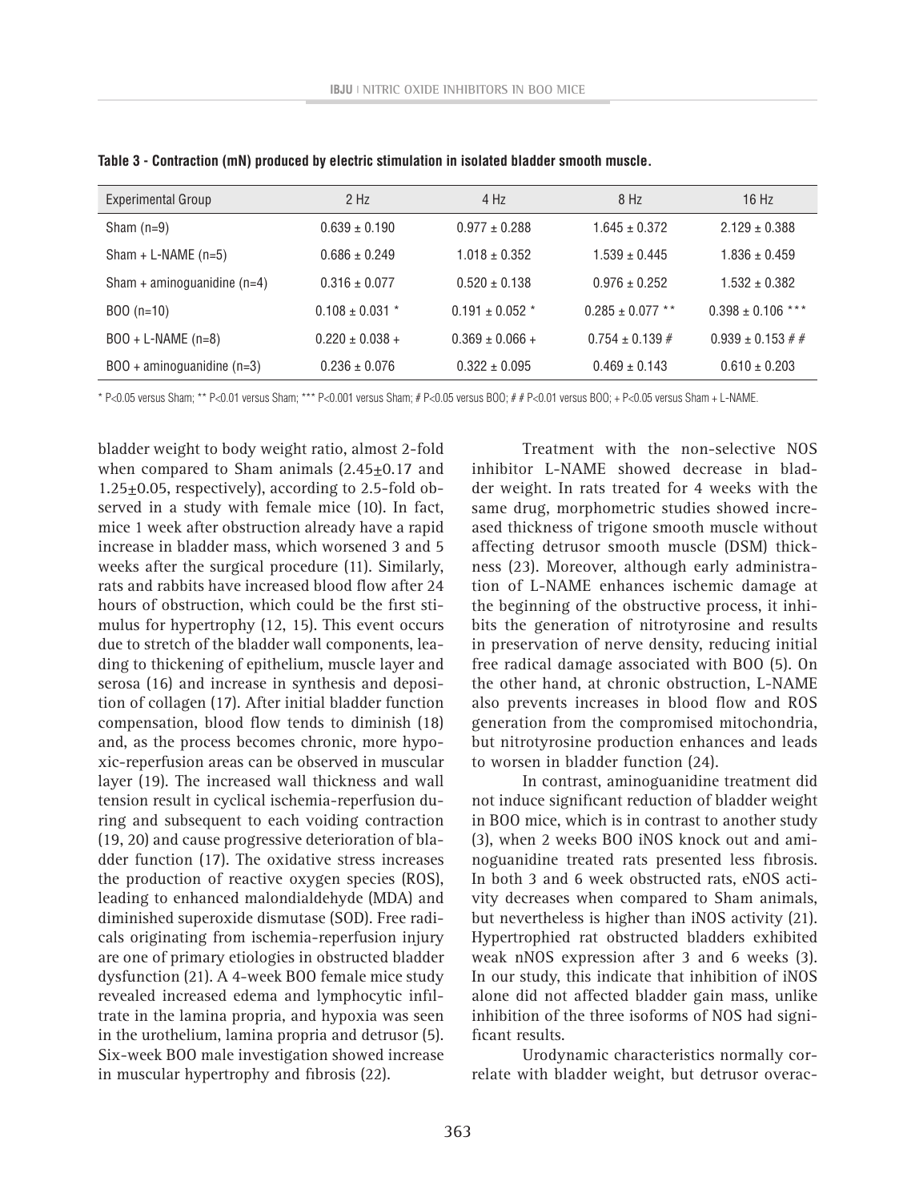**Table 3 - Contraction (mN) produced by electric stimulation in isolated bladder smooth muscle.**

| Experimental Group | 2 Hz | 4 Hz | 8 Hz | 16 Hz |
|---|---|---|---|---|
| Sham (n=9) | 0.639 ± 0.190 | 0.977 ± 0.288 | 1.645 ± 0.372 | 2.129 ± 0.388 |
| Sham + L-NAME (n=5) | 0.686 ± 0.249 | 1.018 ± 0.352 | 1.539 ± 0.445 | 1.836 ± 0.459 |
| Sham + aminoguanidine (n=4) | 0.316 ± 0.077 | 0.520 ± 0.138 | 0.976 ± 0.252 | 1.532 ± 0.382 |
| BOO (n=10) | 0.108 ± 0.031 * | 0.191 ± 0.052 * | 0.285 ± 0.077 ** | 0.398 ± 0.106 *** |
| BOO + L-NAME (n=8) | 0.220 ± 0.038 + | 0.369 ± 0.066 + | 0.754 ± 0.139 # | 0.939 ± 0.153 # # |
| BOO + aminoguanidine (n=3) | 0.236 ± 0.076 | 0.322 ± 0.095 | 0.469 ± 0.143 | 0.610 ± 0.203 |

* P<0.05 versus Sham; ** P<0.01 versus Sham; *** P<0.001 versus Sham; # P<0.05 versus BOO; # # P<0.01 versus BOO; + P<0.05 versus Sham + L-NAME.

bladder weight to body weight ratio, almost 2-fold when compared to Sham animals (2.45±0.17 and 1.25±0.05, respectively), according to 2.5-fold observed in a study with female mice (10). In fact, mice 1 week after obstruction already have a rapid increase in bladder mass, which worsened 3 and 5 weeks after the surgical procedure (11). Similarly, rats and rabbits have increased blood flow after 24 hours of obstruction, which could be the first stimulus for hypertrophy (12, 15). This event occurs due to stretch of the bladder wall components, leading to thickening of epithelium, muscle layer and serosa (16) and increase in synthesis and deposition of collagen (17). After initial bladder function compensation, blood flow tends to diminish (18) and, as the process becomes chronic, more hypoxic-reperfusion areas can be observed in muscular layer (19). The increased wall thickness and wall tension result in cyclical ischemia-reperfusion during and subsequent to each voiding contraction (19, 20) and cause progressive deterioration of bladder function (17). The oxidative stress increases the production of reactive oxygen species (ROS), leading to enhanced malondialdehyde (MDA) and diminished superoxide dismutase (SOD). Free radicals originating from ischemia-reperfusion injury are one of primary etiologies in obstructed bladder dysfunction (21). A 4-week BOO female mice study revealed increased edema and lymphocytic infiltrate in the lamina propria, and hypoxia was seen in the urothelium, lamina propria and detrusor (5). Six-week BOO male investigation showed increase in muscular hypertrophy and fibrosis (22).

Treatment with the non-selective NOS inhibitor L-NAME showed decrease in bladder weight. In rats treated for 4 weeks with the same drug, morphometric studies showed increased thickness of trigone smooth muscle without affecting detrusor smooth muscle (DSM) thickness (23). Moreover, although early administration of L-NAME enhances ischemic damage at the beginning of the obstructive process, it inhibits the generation of nitrotyrosine and results in preservation of nerve density, reducing initial free radical damage associated with BOO (5). On the other hand, at chronic obstruction, L-NAME also prevents increases in blood flow and ROS generation from the compromised mitochondria, but nitrotyrosine production enhances and leads to worsen in bladder function (24).

In contrast, aminoguanidine treatment did not induce significant reduction of bladder weight in BOO mice, which is in contrast to another study (3), when 2 weeks BOO iNOS knock out and aminoguanidine treated rats presented less fibrosis. In both 3 and 6 week obstructed rats, eNOS activity decreases when compared to Sham animals, but nevertheless is higher than iNOS activity (21). Hypertrophied rat obstructed bladders exhibited weak nNOS expression after 3 and 6 weeks (3). In our study, this indicate that inhibition of iNOS alone did not affected bladder gain mass, unlike inhibition of the three isoforms of NOS had significant results.

Urodynamic characteristics normally correlate with bladder weight, but detrusor overac-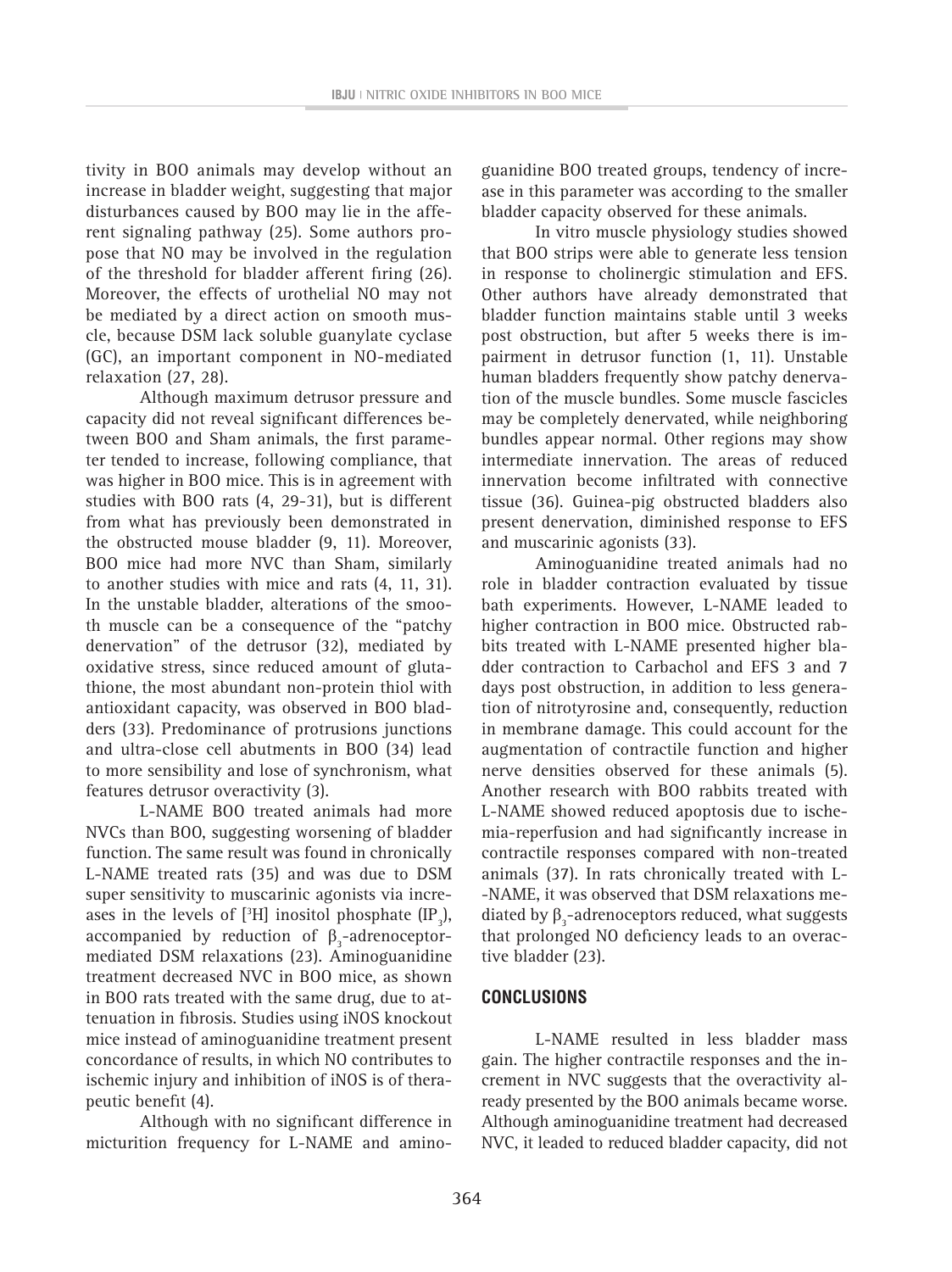tivity in BOO animals may develop without an increase in bladder weight, suggesting that major disturbances caused by BOO may lie in the afferent signaling pathway (25). Some authors propose that NO may be involved in the regulation of the threshold for bladder afferent firing (26). Moreover, the effects of urothelial NO may not be mediated by a direct action on smooth muscle, because DSM lack soluble guanylate cyclase (GC), an important component in NO-mediated relaxation (27, 28).

Although maximum detrusor pressure and capacity did not reveal significant differences between BOO and Sham animals, the first parameter tended to increase, following compliance, that was higher in BOO mice. This is in agreement with studies with BOO rats (4, 29-31), but is different from what has previously been demonstrated in the obstructed mouse bladder (9, 11). Moreover, BOO mice had more NVC than Sham, similarly to another studies with mice and rats (4, 11, 31). In the unstable bladder, alterations of the smooth muscle can be a consequence of the "patchy denervation" of the detrusor (32), mediated by oxidative stress, since reduced amount of glutathione, the most abundant non-protein thiol with antioxidant capacity, was observed in BOO bladders (33). Predominance of protrusions junctions and ultra-close cell abutments in BOO (34) lead to more sensibility and lose of synchronism, what features detrusor overactivity (3).

L-NAME BOO treated animals had more NVCs than BOO, suggesting worsening of bladder function. The same result was found in chronically L-NAME treated rats (35) and was due to DSM super sensitivity to muscarinic agonists via increases in the levels of [$^3$H] inositol phosphate ($IP_3$), accompanied by reduction of $\beta_3$-adrenoceptor-mediated DSM relaxations (23). Aminoguanidine treatment decreased NVC in BOO mice, as shown in BOO rats treated with the same drug, due to attenuation in fibrosis. Studies using iNOS knockout mice instead of aminoguanidine treatment present concordance of results, in which NO contributes to ischemic injury and inhibition of iNOS is of therapeutic benefit (4).

Although with no significant difference in micturition frequency for L-NAME and aminoguanidine BOO treated groups, tendency of increase in this parameter was according to the smaller bladder capacity observed for these animals.

In vitro muscle physiology studies showed that BOO strips were able to generate less tension in response to cholinergic stimulation and EFS. Other authors have already demonstrated that bladder function maintains stable until 3 weeks post obstruction, but after 5 weeks there is impairment in detrusor function (1, 11). Unstable human bladders frequently show patchy denervation of the muscle bundles. Some muscle fascicles may be completely denervated, while neighboring bundles appear normal. Other regions may show intermediate innervation. The areas of reduced innervation become infiltrated with connective tissue (36). Guinea-pig obstructed bladders also present denervation, diminished response to EFS and muscarinic agonists (33).

Aminoguanidine treated animals had no role in bladder contraction evaluated by tissue bath experiments. However, L-NAME leaded to higher contraction in BOO mice. Obstructed rabbits treated with L-NAME presented higher bladder contraction to Carbachol and EFS 3 and 7 days post obstruction, in addition to less generation of nitrotyrosine and, consequently, reduction in membrane damage. This could account for the augmentation of contractile function and higher nerve densities observed for these animals (5). Another research with BOO rabbits treated with L-NAME showed reduced apoptosis due to ischemia-reperfusion and had significantly increase in contractile responses compared with non-treated animals (37). In rats chronically treated with L-NAME, it was observed that DSM relaxations mediated by $\beta_3$-adrenoceptors reduced, what suggests that prolonged NO deficiency leads to an overactive bladder (23).

## CONCLUSIONS

L-NAME resulted in less bladder mass gain. The higher contractile responses and the increment in NVC suggests that the overactivity already presented by the BOO animals became worse. Although aminoguanidine treatment had decreased NVC, it leaded to reduced bladder capacity, did not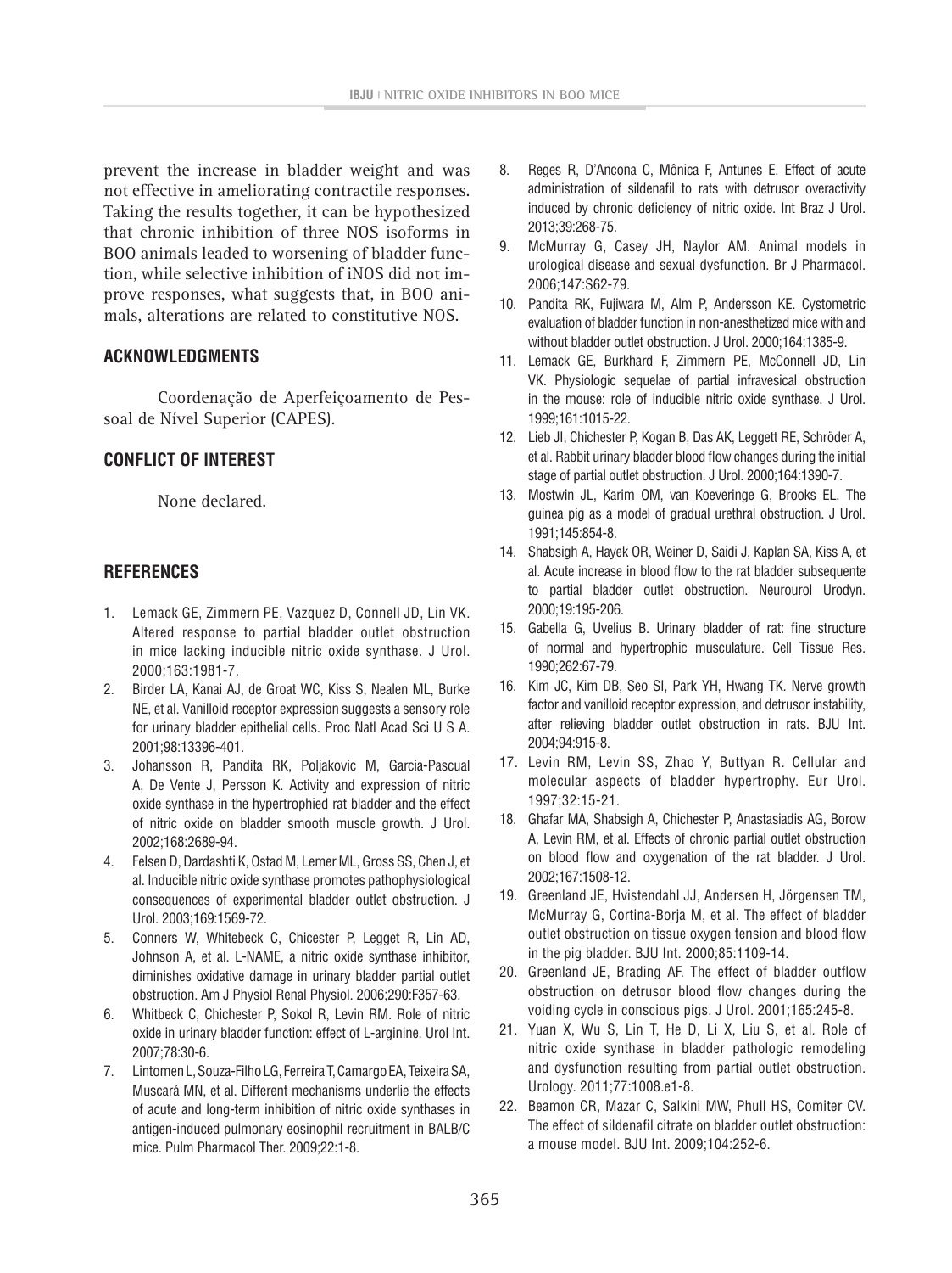prevent the increase in bladder weight and was not effective in ameliorating contractile responses. Taking the results together, it can be hypothesized that chronic inhibition of three NOS isoforms in BOO animals leaded to worsening of bladder function, while selective inhibition of iNOS did not improve responses, what suggests that, in BOO animals, alterations are related to constitutive NOS.

## ACKNOWLEDGMENTS

Coordenação de Aperfeiçoamento de Pessoal de Nível Superior (CAPES).

## CONFLICT OF INTEREST

None declared.

## REFERENCES

1. Lemack GE, Zimmern PE, Vazquez D, Connell JD, Lin VK. Altered response to partial bladder outlet obstruction in mice lacking inducible nitric oxide synthase. J Urol. 2000;163:1981-7.
2. Birder LA, Kanai AJ, de Groat WC, Kiss S, Nealen ML, Burke NE, et al. Vanilloid receptor expression suggests a sensory role for urinary bladder epithelial cells. Proc Natl Acad Sci U S A. 2001;98:13396-401.
3. Johansson R, Pandita RK, Poljakovic M, Garcia-Pascual A, De Vente J, Persson K. Activity and expression of nitric oxide synthase in the hypertrophied rat bladder and the effect of nitric oxide on bladder smooth muscle growth. J Urol. 2002;168:2689-94.
4. Felsen D, Dardashti K, Ostad M, Lemer ML, Gross SS, Chen J, et al. Inducible nitric oxide synthase promotes pathophysiological consequences of experimental bladder outlet obstruction. J Urol. 2003;169:1569-72.
5. Conners W, Whitebeck C, Chicester P, Legget R, Lin AD, Johnson A, et al. L-NAME, a nitric oxide synthase inhibitor, diminishes oxidative damage in urinary bladder partial outlet obstruction. Am J Physiol Renal Physiol. 2006;290:F357-63.
6. Whitbeck C, Chichester P, Sokol R, Levin RM. Role of nitric oxide in urinary bladder function: effect of L-arginine. Urol Int. 2007;78:30-6.
7. Lintomen L, Souza-Filho LG, Ferreira T, Camargo EA, Teixeira SA, Muscará MN, et al. Different mechanisms underlie the effects of acute and long-term inhibition of nitric oxide synthases in antigen-induced pulmonary eosinophil recruitment in BALB/C mice. Pulm Pharmacol Ther. 2009;22:1-8.
8. Reges R, D'Ancona C, Mônica F, Antunes E. Effect of acute administration of sildenafil to rats with detrusor overactivity induced by chronic deficiency of nitric oxide. Int Braz J Urol. 2013;39:268-75.
9. McMurray G, Casey JH, Naylor AM. Animal models in urological disease and sexual dysfunction. Br J Pharmacol. 2006;147:S62-79.
10. Pandita RK, Fujiwara M, Alm P, Andersson KE. Cystometric evaluation of bladder function in non-anesthetized mice with and without bladder outlet obstruction. J Urol. 2000;164:1385-9.
11. Lemack GE, Burkhard F, Zimmern PE, McConnell JD, Lin VK. Physiologic sequelae of partial infravesical obstruction in the mouse: role of inducible nitric oxide synthase. J Urol. 1999;161:1015-22.
12. Lieb JI, Chichester P, Kogan B, Das AK, Leggett RE, Schröder A, et al. Rabbit urinary bladder blood flow changes during the initial stage of partial outlet obstruction. J Urol. 2000;164:1390-7.
13. Mostwin JL, Karim OM, van Koeveringe G, Brooks EL. The guinea pig as a model of gradual urethral obstruction. J Urol. 1991;145:854-8.
14. Shabsigh A, Hayek OR, Weiner D, Saidi J, Kaplan SA, Kiss A, et al. Acute increase in blood flow to the rat bladder subsequente to partial bladder outlet obstruction. Neurourol Urodyn. 2000;19:195-206.
15. Gabella G, Uvelius B. Urinary bladder of rat: fine structure of normal and hypertrophic musculature. Cell Tissue Res. 1990;262:67-79.
16. Kim JC, Kim DB, Seo SI, Park YH, Hwang TK. Nerve growth factor and vanilloid receptor expression, and detrusor instability, after relieving bladder outlet obstruction in rats. BJU Int. 2004;94:915-8.
17. Levin RM, Levin SS, Zhao Y, Buttyan R. Cellular and molecular aspects of bladder hypertrophy. Eur Urol. 1997;32:15-21.
18. Ghafar MA, Shabsigh A, Chichester P, Anastasiadis AG, Borow A, Levin RM, et al. Effects of chronic partial outlet obstruction on blood flow and oxygenation of the rat bladder. J Urol. 2002;167:1508-12.
19. Greenland JE, Hvistendahl JJ, Andersen H, Jörgensen TM, McMurray G, Cortina-Borja M, et al. The effect of bladder outlet obstruction on tissue oxygen tension and blood flow in the pig bladder. BJU Int. 2000;85:1109-14.
20. Greenland JE, Brading AF. The effect of bladder outflow obstruction on detrusor blood flow changes during the voiding cycle in conscious pigs. J Urol. 2001;165:245-8.
21. Yuan X, Wu S, Lin T, He D, Li X, Liu S, et al. Role of nitric oxide synthase in bladder pathologic remodeling and dysfunction resulting from partial outlet obstruction. Urology. 2011;77:1008.e1-8.
22. Beamon CR, Mazar C, Salkini MW, Phull HS, Comiter CV. The effect of sildenafil citrate on bladder outlet obstruction: a mouse model. BJU Int. 2009;104:252-6.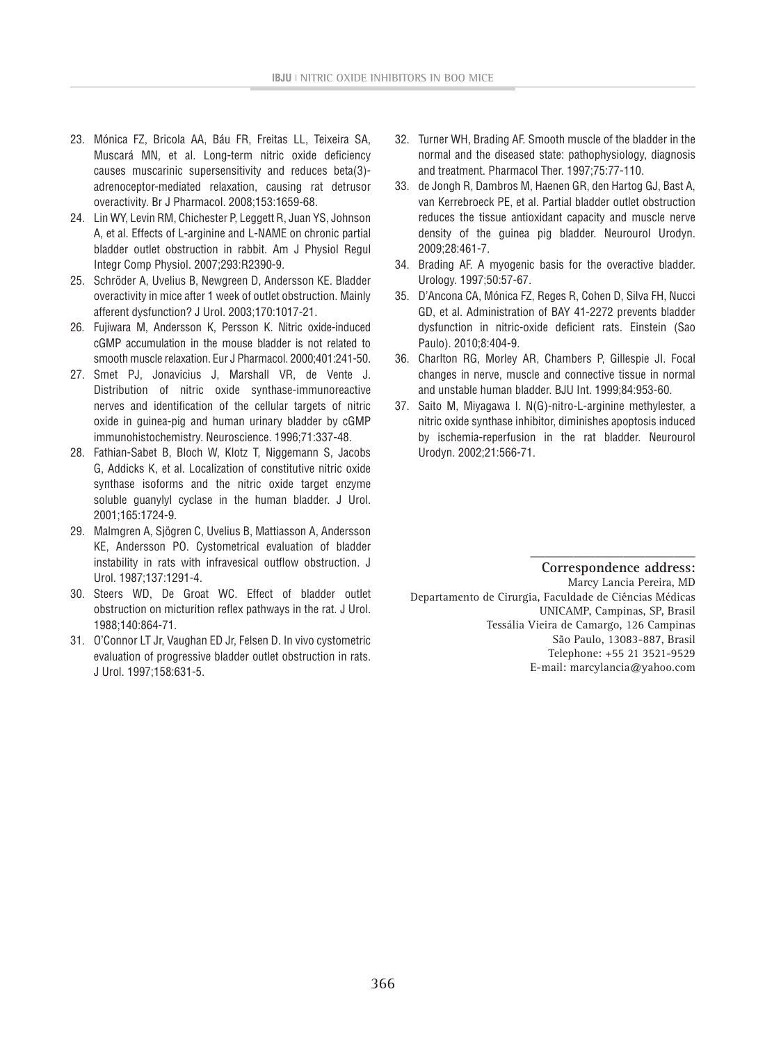23. Mónica FZ, Bricola AA, Báu FR, Freitas LL, Teixeira SA, Muscará MN, et al. Long-term nitric oxide deficiency causes muscarinic supersensitivity and reduces beta(3)-adrenoceptor-mediated relaxation, causing rat detrusor overactivity. Br J Pharmacol. 2008;153:1659-68.
24. Lin WY, Levin RM, Chichester P, Leggett R, Juan YS, Johnson A, et al. Effects of L-arginine and L-NAME on chronic partial bladder outlet obstruction in rabbit. Am J Physiol Regul Integr Comp Physiol. 2007;293:R2390-9.
25. Schröder A, Uvelius B, Newgreen D, Andersson KE. Bladder overactivity in mice after 1 week of outlet obstruction. Mainly afferent dysfunction? J Urol. 2003;170:1017-21.
26. Fujiwara M, Andersson K, Persson K. Nitric oxide-induced cGMP accumulation in the mouse bladder is not related to smooth muscle relaxation. Eur J Pharmacol. 2000;401:241-50.
27. Smet PJ, Jonavicius J, Marshall VR, de Vente J. Distribution of nitric oxide synthase-immunoreactive nerves and identification of the cellular targets of nitric oxide in guinea-pig and human urinary bladder by cGMP immunohistochemistry. Neuroscience. 1996;71:337-48.
28. Fathian-Sabet B, Bloch W, Klotz T, Niggemann S, Jacobs G, Addicks K, et al. Localization of constitutive nitric oxide synthase isoforms and the nitric oxide target enzyme soluble guanylyl cyclase in the human bladder. J Urol. 2001;165:1724-9.
29. Malmgren A, Sjögren C, Uvelius B, Mattiasson A, Andersson KE, Andersson PO. Cystometrical evaluation of bladder instability in rats with infravesical outflow obstruction. J Urol. 1987;137:1291-4.
30. Steers WD, De Groat WC. Effect of bladder outlet obstruction on micturition reflex pathways in the rat. J Urol. 1988;140:864-71.
31. O'Connor LT Jr, Vaughan ED Jr, Felsen D. In vivo cystometric evaluation of progressive bladder outlet obstruction in rats. J Urol. 1997;158:631-5.
32. Turner WH, Brading AF. Smooth muscle of the bladder in the normal and the diseased state: pathophysiology, diagnosis and treatment. Pharmacol Ther. 1997;75:77-110.
33. de Jongh R, Dambros M, Haenen GR, den Hartog GJ, Bast A, van Kerrebroeck PE, et al. Partial bladder outlet obstruction reduces the tissue antioxidant capacity and muscle nerve density of the guinea pig bladder. Neurourol Urodyn. 2009;28:461-7.
34. Brading AF. A myogenic basis for the overactive bladder. Urology. 1997;50:57-67.
35. D'Ancona CA, Mónica FZ, Reges R, Cohen D, Silva FH, Nucci GD, et al. Administration of BAY 41-2272 prevents bladder dysfunction in nitric-oxide deficient rats. Einstein (Sao Paulo). 2010;8:404-9.
36. Charlton RG, Morley AR, Chambers P, Gillespie JI. Focal changes in nerve, muscle and connective tissue in normal and unstable human bladder. BJU Int. 1999;84:953-60.
37. Saito M, Miyagawa I. N(G)-nitro-L-arginine methylester, a nitric oxide synthase inhibitor, diminishes apoptosis induced by ischemia-reperfusion in the rat bladder. Neurourol Urodyn. 2002;21:566-71.

**Correspondence address:**

Marcy Lancia Pereira, MD
Departamento de Cirurgia, Faculdade de Ciências Médicas
UNICAMP, Campinas, SP, Brasil
Tessália Vieira de Camargo, 126 Campinas
São Paulo, 13083-887, Brasil
Telephone: +55 21 3521-9529
E-mail: marcylancia@yahoo.com